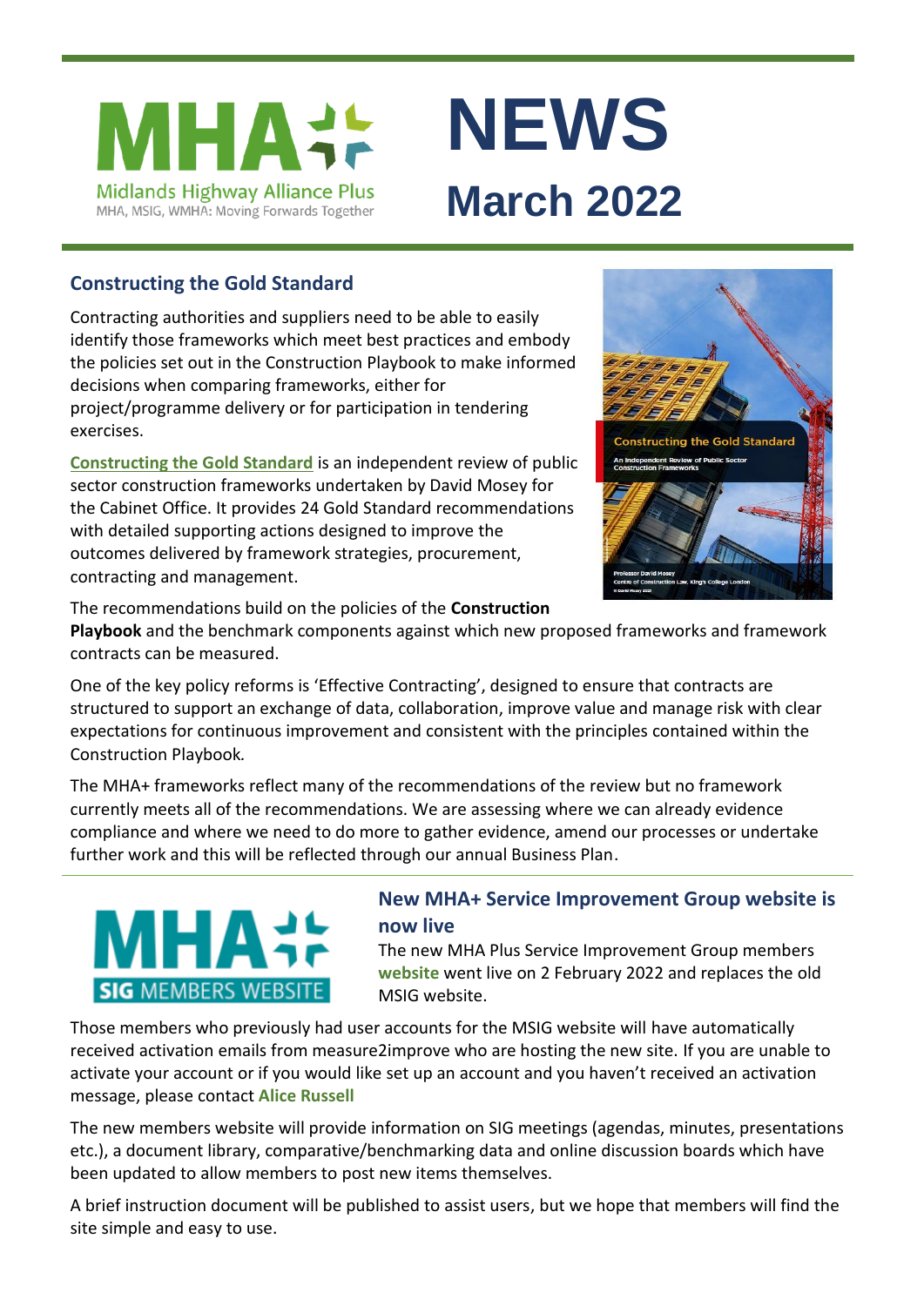# MHA+ NEWS

Midlands Highway Alliance Plus

MHA, MSIG, WMHA: Moving Forwards Together

## March 2022

## Constructing the Gold Standard

Contracting authorities and suppliers need to be able to easily identify those frameworks which meet best practices and embody the policies set out in the Construction Playbook to make informed decisions when comparing frameworks, either for project/programme delivery or for participation in tendering exercises.

Constructing the Gold Standard is an independent review of public sector construction frameworks undertaken by David Mosey for the Cabinet Office. It provides 24 Gold Standard recommendations with detailed supporting actions designed to improve the outcomes delivered by framework strategies, procurement, contracting and management.

The recommendations build on the policies of the **Construction Playbook** and the benchmark components against which new proposed frameworks and framework contracts can be measured.

One of the key policy reforms is 'Effective Contracting', designed to ensure that contracts are structured to support an exchange of data, collaboration, improve value and manage risk with clear expectations for continuous improvement and consistent with the principles contained within the Construction Playbook.

The MHA+ frameworks reflect many of the recommendations of the review but no framework currently meets all of the recommendations. We are assessing where we can already evidence compliance and where we need to do more to gather evidence, amend our processes or undertake further work and this will be reflected through our annual Business Plan.

## New MHA+ Service Improvement Group website is now live

The new MHA Plus Service Improvement Group members **website** went live on 2 February 2022 and replaces the old MSIG website.

Those members who previously had user accounts for the MSIG website will have automatically received activation emails from measure2improve who are hosting the new site. If you are unable to activate your account or if you would like set up an account and you haven't received an activation message, please contact **Alice Russell**

The new members website will provide information on SIG meetings (agendas, minutes, presentations etc.), a document library, comparative/benchmarking data and online discussion boards which have been updated to allow members to post new items themselves.

A brief instruction document will be published to assist users, but we hope that members will find the site simple and easy to use.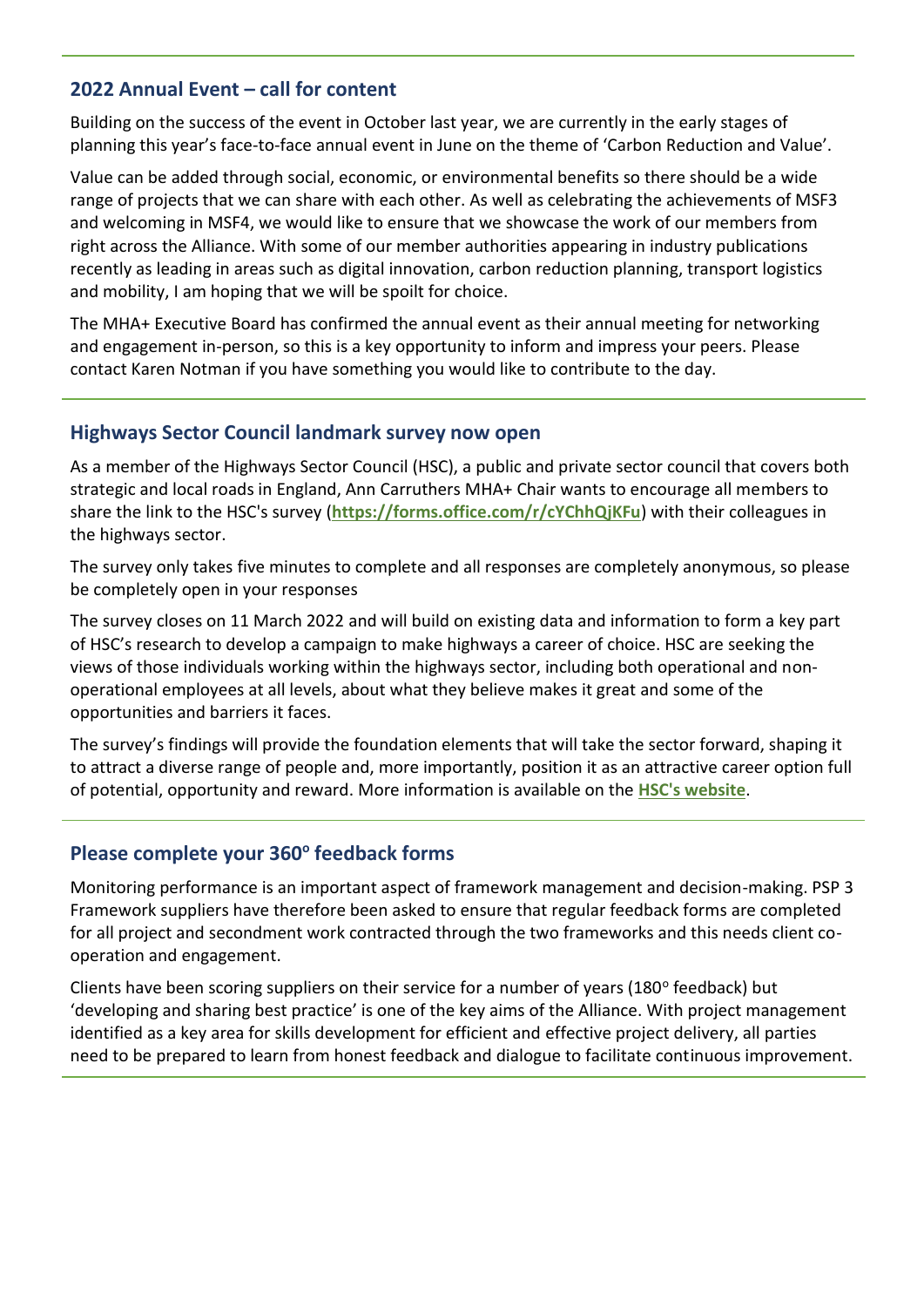## 2022 Annual Event – call for content

Building on the success of the event in October last year, we are currently in the early stages of planning this year's face-to-face annual event in June on the theme of 'Carbon Reduction and Value'.

Value can be added through social, economic, or environmental benefits so there should be a wide range of projects that we can share with each other. As well as celebrating the achievements of MSF3 and welcoming in MSF4, we would like to ensure that we showcase the work of our members from right across the Alliance. With some of our member authorities appearing in industry publications recently as leading in areas such as digital innovation, carbon reduction planning, transport logistics and mobility, I am hoping that we will be spoilt for choice.

The MHA+ Executive Board has confirmed the annual event as their annual meeting for networking and engagement in-person, so this is a key opportunity to inform and impress your peers. Please contact Karen Notman if you have something you would like to contribute to the day.

## Highways Sector Council landmark survey now open

As a member of the Highways Sector Council (HSC), a public and private sector council that covers both strategic and local roads in England, Ann Carruthers MHA+ Chair wants to encourage all members to share the link to the HSC's survey (**https://forms.office.com/r/cYChhQjKFu**) with their colleagues in the highways sector.

The survey only takes five minutes to complete and all responses are completely anonymous, so please be completely open in your responses

The survey closes on 11 March 2022 and will build on existing data and information to form a key part of HSC's research to develop a campaign to make highways a career of choice. HSC are seeking the views of those individuals working within the highways sector, including both operational and non-operational employees at all levels, about what they believe makes it great and some of the opportunities and barriers it faces.

The survey's findings will provide the foundation elements that will take the sector forward, shaping it to attract a diverse range of people and, more importantly, position it as an attractive career option full of potential, opportunity and reward. More information is available on the **HSC's website**.

## Please complete your 360$^{o}$ feedback forms

Monitoring performance is an important aspect of framework management and decision-making. PSP 3 Framework suppliers have therefore been asked to ensure that regular feedback forms are completed for all project and secondment work contracted through the two frameworks and this needs client co-operation and engagement.

Clients have been scoring suppliers on their service for a number of years (180$^{o}$ feedback) but 'developing and sharing best practice' is one of the key aims of the Alliance. With project management identified as a key area for skills development for efficient and effective project delivery, all parties need to be prepared to learn from honest feedback and dialogue to facilitate continuous improvement.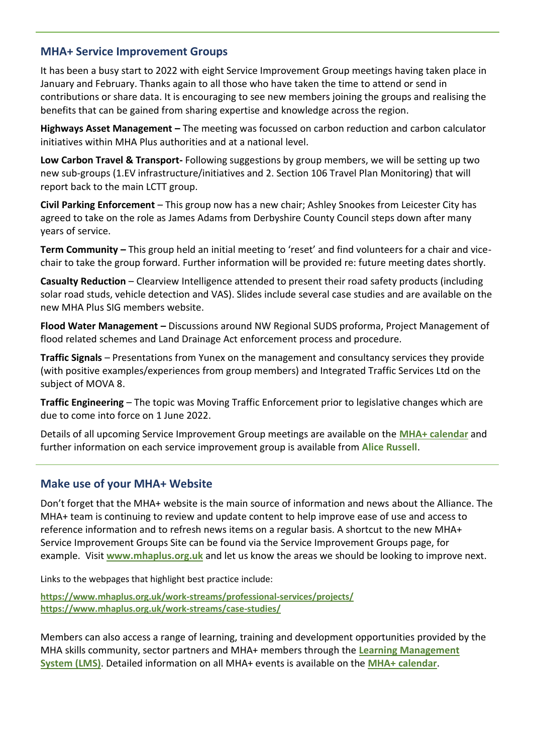## MHA+ Service Improvement Groups

It has been a busy start to 2022 with eight Service Improvement Group meetings having taken place in January and February. Thanks again to all those who have taken the time to attend or send in contributions or share data. It is encouraging to see new members joining the groups and realising the benefits that can be gained from sharing expertise and knowledge across the region.

**Highways Asset Management –** The meeting was focussed on carbon reduction and carbon calculator initiatives within MHA Plus authorities and at a national level.

**Low Carbon Travel & Transport-** Following suggestions by group members, we will be setting up two new sub-groups (1.EV infrastructure/initiatives and 2. Section 106 Travel Plan Monitoring) that will report back to the main LCTT group.

**Civil Parking Enforcement** – This group now has a new chair; Ashley Snookes from Leicester City has agreed to take on the role as James Adams from Derbyshire County Council steps down after many years of service.

**Term Community –** This group held an initial meeting to 'reset' and find volunteers for a chair and vice-chair to take the group forward. Further information will be provided re: future meeting dates shortly.

**Casualty Reduction** – Clearview Intelligence attended to present their road safety products (including solar road studs, vehicle detection and VAS). Slides include several case studies and are available on the new MHA Plus SIG members website.

**Flood Water Management –** Discussions around NW Regional SUDS proforma, Project Management of flood related schemes and Land Drainage Act enforcement process and procedure.

**Traffic Signals** – Presentations from Yunex on the management and consultancy services they provide (with positive examples/experiences from group members) and Integrated Traffic Services Ltd on the subject of MOVA 8.

**Traffic Engineering** – The topic was Moving Traffic Enforcement prior to legislative changes which are due to come into force on 1 June 2022.

Details of all upcoming Service Improvement Group meetings are available on the **MHA+ calendar** and further information on each service improvement group is available from **Alice Russell**.

## Make use of your MHA+ Website

Don't forget that the MHA+ website is the main source of information and news about the Alliance. The MHA+ team is continuing to review and update content to help improve ease of use and access to reference information and to refresh news items on a regular basis. A shortcut to the new MHA+ Service Improvement Groups Site can be found via the Service Improvement Groups page, for example. Visit **www.mhaplus.org.uk** and let us know the areas we should be looking to improve next.

Links to the webpages that highlight best practice include:

**https://www.mhaplus.org.uk/work-streams/professional-services/projects/**
**https://www.mhaplus.org.uk/work-streams/case-studies/**

Members can also access a range of learning, training and development opportunities provided by the MHA skills community, sector partners and MHA+ members through the **Learning Management System (LMS)**. Detailed information on all MHA+ events is available on the **MHA+ calendar**.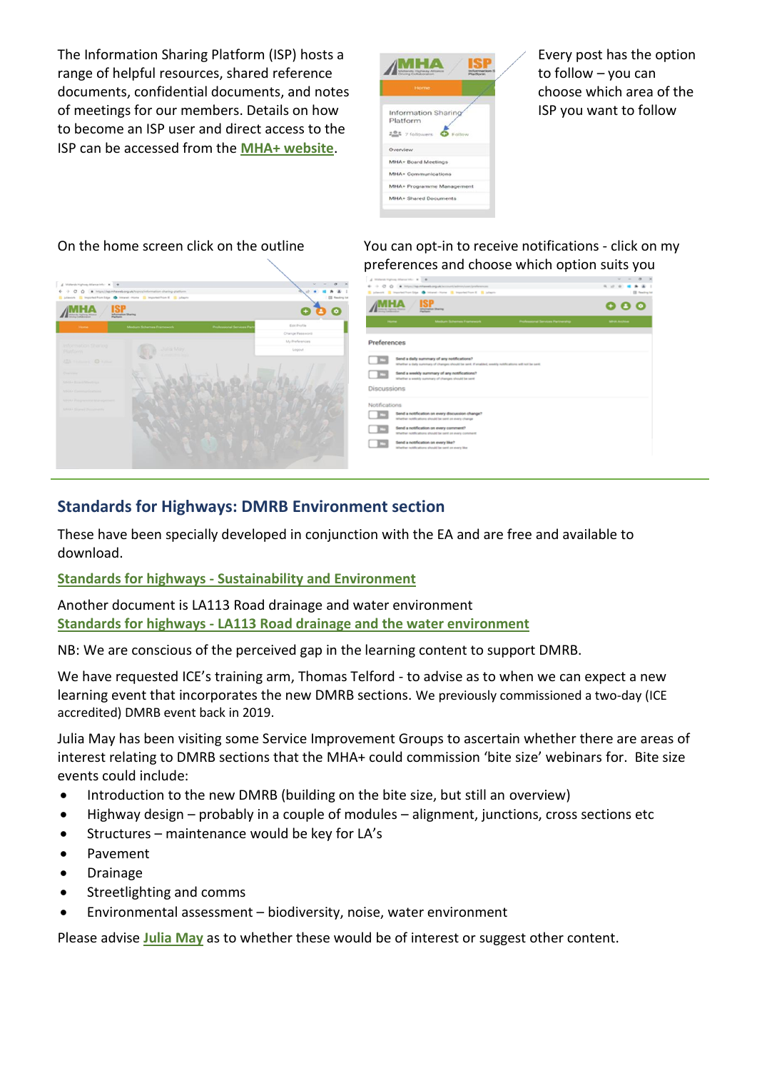The Information Sharing Platform (ISP) hosts a range of helpful resources, shared reference documents, confidential documents, and notes of meetings for our members. Details on how to become an ISP user and direct access to the ISP can be accessed from the **MHA+ website**.

Every post has the option to follow – you can choose which area of the ISP you want to follow

On the home screen click on the outline

You can opt-in to receive notifications - click on my preferences and choose which option suits you

## Standards for Highways: DMRB Environment section

These have been specially developed in conjunction with the EA and are free and available to download.

**Standards for highways - Sustainability and Environment**

Another document is LA113 Road drainage and water environment
**Standards for highways - LA113 Road drainage and the water environment**

NB: We are conscious of the perceived gap in the learning content to support DMRB.

We have requested ICE's training arm, Thomas Telford - to advise as to when we can expect a new learning event that incorporates the new DMRB sections. We previously commissioned a two-day (ICE accredited) DMRB event back in 2019.

Julia May has been visiting some Service Improvement Groups to ascertain whether there are areas of interest relating to DMRB sections that the MHA+ could commission 'bite size' webinars for. Bite size events could include:

- Introduction to the new DMRB (building on the bite size, but still an overview)
- Highway design – probably in a couple of modules – alignment, junctions, cross sections etc
- Structures – maintenance would be key for LA's
- Pavement
- Drainage
- Streetlighting and comms
- Environmental assessment – biodiversity, noise, water environment

Please advise **Julia May** as to whether these would be of interest or suggest other content.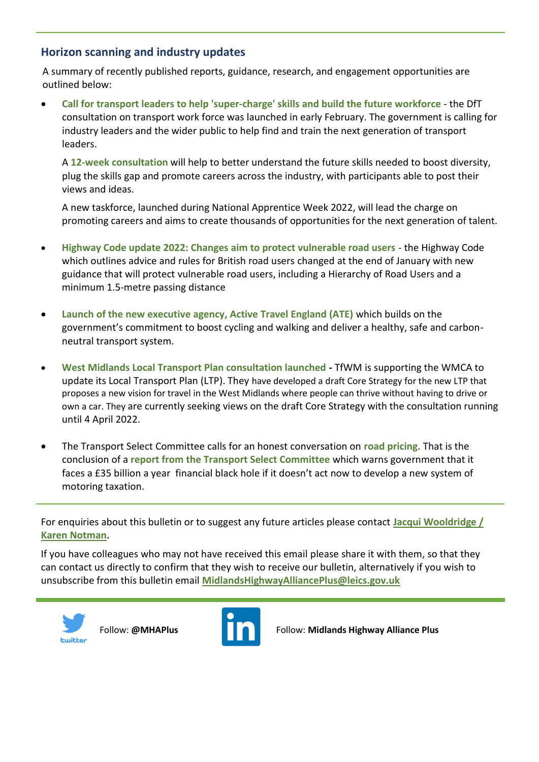## Horizon scanning and industry updates

A summary of recently published reports, guidance, research, and engagement opportunities are outlined below:

- **Call for transport leaders to help 'super-charge' skills and build the future workforce** - the DfT consultation on transport work force was launched in early February. The government is calling for industry leaders and the wider public to help find and train the next generation of transport leaders.

  A **12-week consultation** will help to better understand the future skills needed to boost diversity, plug the skills gap and promote careers across the industry, with participants able to post their views and ideas.

  A new taskforce, launched during National Apprentice Week 2022, will lead the charge on promoting careers and aims to create thousands of opportunities for the next generation of talent.

- **Highway Code update 2022: Changes aim to protect vulnerable road users** - the Highway Code which outlines advice and rules for British road users changed at the end of January with new guidance that will protect vulnerable road users, including a Hierarchy of Road Users and a minimum 1.5-metre passing distance

- **Launch of the new executive agency, Active Travel England (ATE)** which builds on the government's commitment to boost cycling and walking and deliver a healthy, safe and carbon-neutral transport system.

- **West Midlands Local Transport Plan consultation launched -** TfWM is supporting the WMCA to update its Local Transport Plan (LTP). They have developed a draft Core Strategy for the new LTP that proposes a new vision for travel in the West Midlands where people can thrive without having to drive or own a car. They are currently seeking views on the draft Core Strategy with the consultation running until 4 April 2022.

- The Transport Select Committee calls for an honest conversation on **road pricing**. That is the conclusion of a **report from the Transport Select Committee** which warns government that it faces a £35 billion a year financial black hole if it doesn't act now to develop a new system of motoring taxation.

---

For enquiries about this bulletin or to suggest any future articles please contact **Jacqui Wooldridge / Karen Notman.**

If you have colleagues who may not have received this email please share it with them, so that they can contact us directly to confirm that they wish to receive our bulletin, alternatively if you wish to unsubscribe from this bulletin email **MidlandsHighwayAlliancePlus@leics.gov.uk**

twitter Follow: **@MHAPlus**

Follow: **Midlands Highway Alliance Plus**